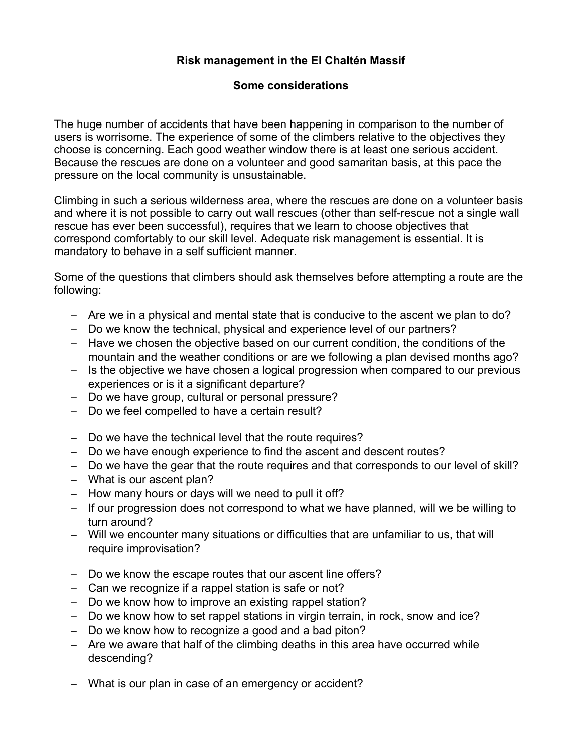# Risk management in the El Chaltén Massif

## Some considerations

The huge number of accidents that have been happening in comparison to the number of users is worrisome. The experience of some of the climbers relative to the objectives they choose is concerning. Each good weather window there is at least one serious accident. Because the rescues are done on a volunteer and good samaritan basis, at this pace the pressure on the local community is unsustainable.

Climbing in such a serious wilderness area, where the rescues are done on a volunteer basis and where it is not possible to carry out wall rescues (other than self-rescue not a single wall rescue has ever been successful), requires that we learn to choose objectives that correspond comfortably to our skill level. Adequate risk management is essential. It is mandatory to behave in a self sufficient manner.

Some of the questions that climbers should ask themselves before attempting a route are the following:

- Are we in a physical and mental state that is conducive to the ascent we plan to do?
- Do we know the technical, physical and experience level of our partners?
- Have we chosen the objective based on our current condition, the conditions of the mountain and the weather conditions or are we following a plan devised months ago?
- Is the objective we have chosen a logical progression when compared to our previous experiences or is it a significant departure?
- Do we have group, cultural or personal pressure?
- Do we feel compelled to have a certain result?

- Do we have the technical level that the route requires?
- Do we have enough experience to find the ascent and descent routes?
- Do we have the gear that the route requires and that corresponds to our level of skill?
- What is our ascent plan?
- How many hours or days will we need to pull it off?
- If our progression does not correspond to what we have planned, will we be willing to turn around?
- Will we encounter many situations or difficulties that are unfamiliar to us, that will require improvisation?

- Do we know the escape routes that our ascent line offers?
- Can we recognize if a rappel station is safe or not?
- Do we know how to improve an existing rappel station?
- Do we know how to set rappel stations in virgin terrain, in rock, snow and ice?
- Do we know how to recognize a good and a bad piton?
- Are we aware that half of the climbing deaths in this area have occurred while descending?

- What is our plan in case of an emergency or accident?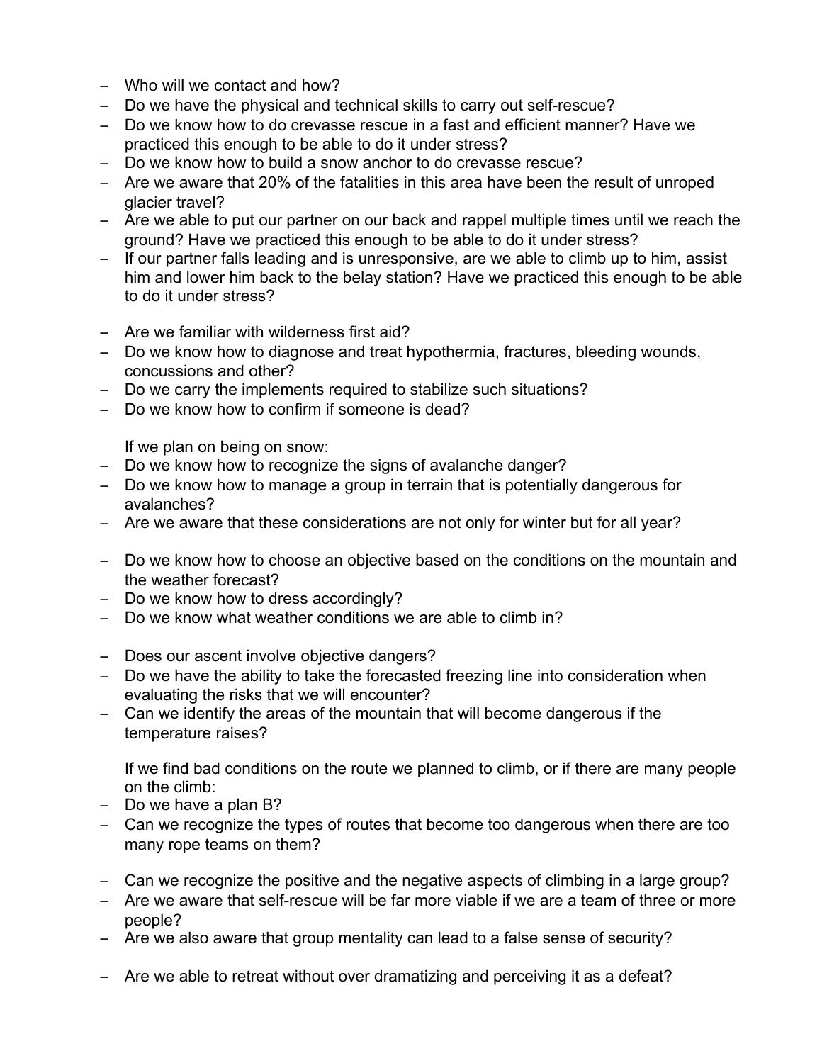- Who will we contact and how?
- Do we have the physical and technical skills to carry out self-rescue?
- Do we know how to do crevasse rescue in a fast and efficient manner? Have we practiced this enough to be able to do it under stress?
- Do we know how to build a snow anchor to do crevasse rescue?
- Are we aware that 20% of the fatalities in this area have been the result of unroped glacier travel?
- Are we able to put our partner on our back and rappel multiple times until we reach the ground? Have we practiced this enough to be able to do it under stress?
- If our partner falls leading and is unresponsive, are we able to climb up to him, assist him and lower him back to the belay station? Have we practiced this enough to be able to do it under stress?

- Are we familiar with wilderness first aid?
- Do we know how to diagnose and treat hypothermia, fractures, bleeding wounds, concussions and other?
- Do we carry the implements required to stabilize such situations?
- Do we know how to confirm if someone is dead?

If we plan on being on snow:

- Do we know how to recognize the signs of avalanche danger?
- Do we know how to manage a group in terrain that is potentially dangerous for avalanches?
- Are we aware that these considerations are not only for winter but for all year?

- Do we know how to choose an objective based on the conditions on the mountain and the weather forecast?
- Do we know how to dress accordingly?
- Do we know what weather conditions we are able to climb in?

- Does our ascent involve objective dangers?
- Do we have the ability to take the forecasted freezing line into consideration when evaluating the risks that we will encounter?
- Can we identify the areas of the mountain that will become dangerous if the temperature raises?

If we find bad conditions on the route we planned to climb, or if there are many people on the climb:

- Do we have a plan B?
- Can we recognize the types of routes that become too dangerous when there are too many rope teams on them?

- Can we recognize the positive and the negative aspects of climbing in a large group?
- Are we aware that self-rescue will be far more viable if we are a team of three or more people?
- Are we also aware that group mentality can lead to a false sense of security?

- Are we able to retreat without over dramatizing and perceiving it as a defeat?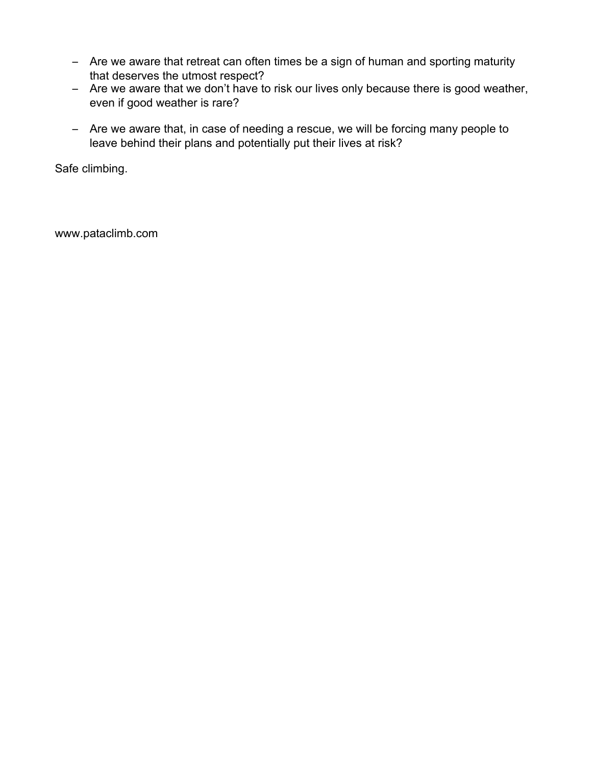- Are we aware that retreat can often times be a sign of human and sporting maturity that deserves the utmost respect?
- Are we aware that we don't have to risk our lives only because there is good weather, even if good weather is rare?
- Are we aware that, in case of needing a rescue, we will be forcing many people to leave behind their plans and potentially put their lives at risk?

Safe climbing.

www.pataclimb.com